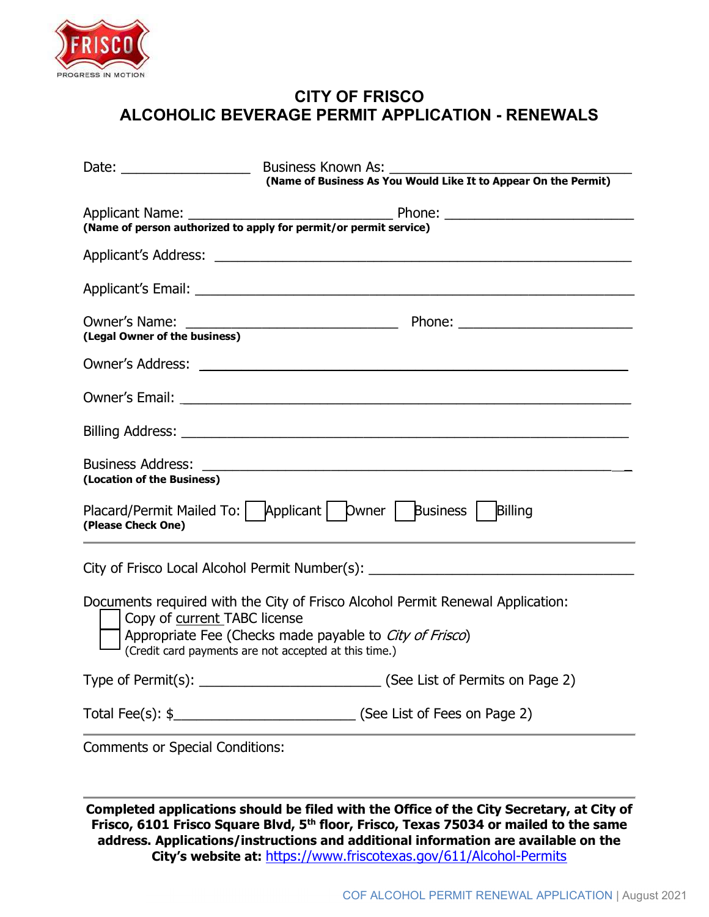FRISCO

PROGRESS IN MOTION

# CITY OF FRISCO
# ALCOHOLIC BEVERAGE PERMIT APPLICATION - RENEWALS

Date: __________________ Business Known As: ________________________________
**(Name of Business As You Would Like It to Appear On the Permit)**

Applicant Name: ____________________________ Phone: __________________________
**(Name of person authorized to apply for permit/or permit service)**

Applicant's Address: ________________________________________________________

Applicant's Email: __________________________________________________________

Owner's Name: _____________________________ Phone: ________________________
**(Legal Owner of the business)**

Owner's Address: ___________________________________________________________

Owner's Email: _____________________________________________________________

Billing Address: ____________________________________________________________

Business Address: __________________________________________________________
**(Location of the Business)**

Placard/Permit Mailed To: ☐ Applicant ☐ Owner ☐ Business ☐ Billing
**(Please Check One)**

---

City of Frisco Local Alcohol Permit Number(s): _____________________________________

Documents required with the City of Frisco Alcohol Permit Renewal Application:

☐ Copy of current TABC license
☐ Appropriate Fee (Checks made payable to *City of Frisco*)
(Credit card payments are not accepted at this time.)

Type of Permit(s): _________________________ (See List of Permits on Page 2)

Total Fee(s): $_________________________ (See List of Fees on Page 2)

---

Comments or Special Conditions:

---

**Completed applications should be filed with the Office of the City Secretary, at City of Frisco, 6101 Frisco Square Blvd, 5th floor, Frisco, Texas 75034 or mailed to the same address. Applications/instructions and additional information are available on the City's website at:** https://www.friscotexas.gov/611/Alcohol-Permits

COF ALCOHOL PERMIT RENEWAL APPLICATION | August 2021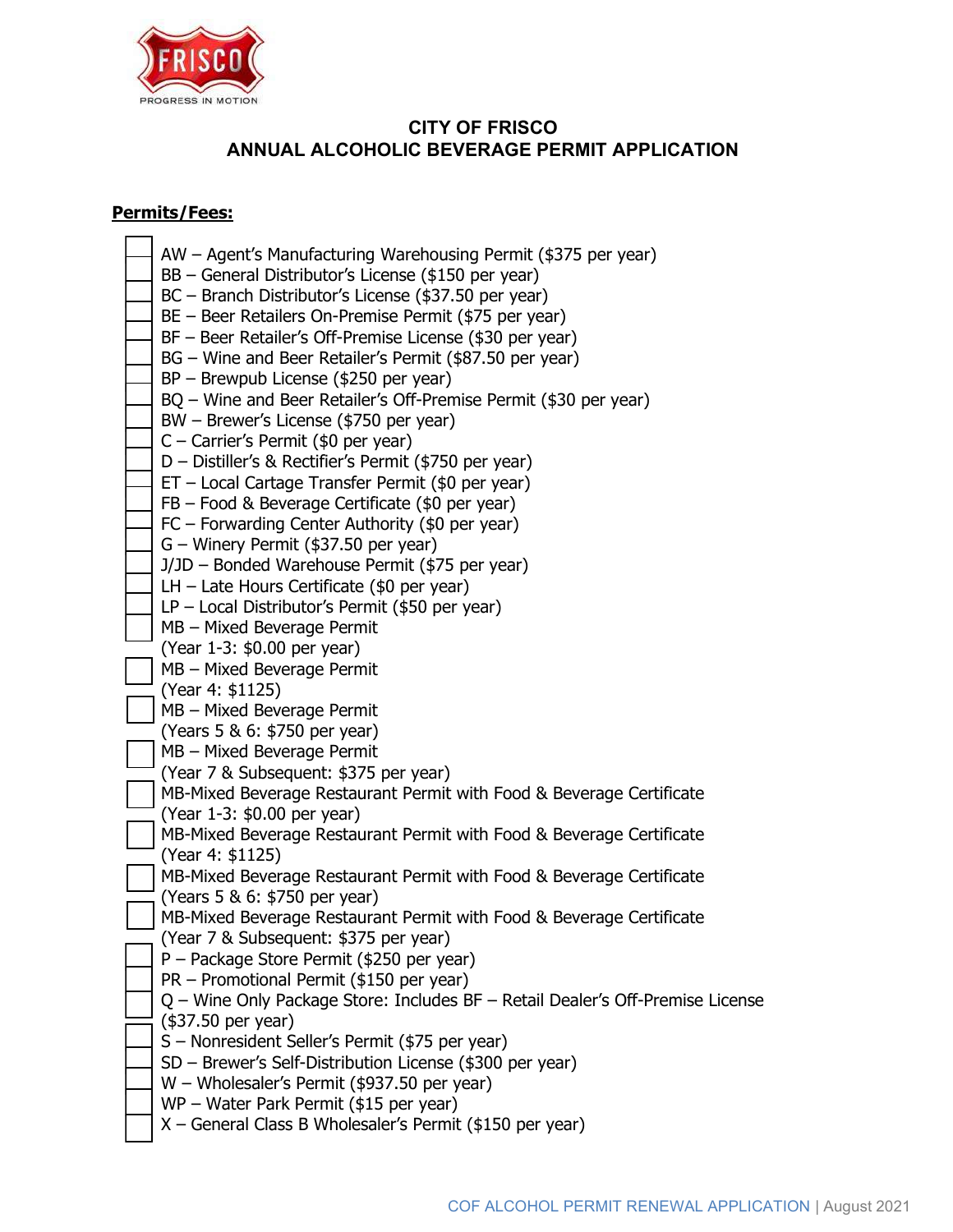# CITY OF FRISCO
# ANNUAL ALCOHOLIC BEVERAGE PERMIT APPLICATION

**Permits/Fees:**

- [ ] AW – Agent's Manufacturing Warehousing Permit ($375 per year)
- [ ] BB – General Distributor's License ($150 per year)
- [ ] BC – Branch Distributor's License ($37.50 per year)
- [ ] BE – Beer Retailers On-Premise Permit ($75 per year)
- [ ] BF – Beer Retailer's Off-Premise License ($30 per year)
- [ ] BG – Wine and Beer Retailer's Permit ($87.50 per year)
- [ ] BP – Brewpub License ($250 per year)
- [ ] BQ – Wine and Beer Retailer's Off-Premise Permit ($30 per year)
- [ ] BW – Brewer's License ($750 per year)
- [ ] C – Carrier's Permit ($0 per year)
- [ ] D – Distiller's & Rectifier's Permit ($750 per year)
- [ ] ET – Local Cartage Transfer Permit ($0 per year)
- [ ] FB – Food & Beverage Certificate ($0 per year)
- [ ] FC – Forwarding Center Authority ($0 per year)
- [ ] G – Winery Permit ($37.50 per year)
- [ ] J/JD – Bonded Warehouse Permit ($75 per year)
- [ ] LH – Late Hours Certificate ($0 per year)
- [ ] LP – Local Distributor's Permit ($50 per year)
- [ ] MB – Mixed Beverage Permit (Year 1-3: $0.00 per year)
- [ ] MB – Mixed Beverage Permit (Year 4: $1125)
- [ ] MB – Mixed Beverage Permit (Years 5 & 6: $750 per year)
- [ ] MB – Mixed Beverage Permit (Year 7 & Subsequent: $375 per year)
- [ ] MB-Mixed Beverage Restaurant Permit with Food & Beverage Certificate (Year 1-3: $0.00 per year)
- [ ] MB-Mixed Beverage Restaurant Permit with Food & Beverage Certificate (Year 4: $1125)
- [ ] MB-Mixed Beverage Restaurant Permit with Food & Beverage Certificate (Years 5 & 6: $750 per year)
- [ ] MB-Mixed Beverage Restaurant Permit with Food & Beverage Certificate (Year 7 & Subsequent: $375 per year)
- [ ] P – Package Store Permit ($250 per year)
- [ ] PR – Promotional Permit ($150 per year)
- [ ] Q – Wine Only Package Store: Includes BF – Retail Dealer's Off-Premise License ($37.50 per year)
- [ ] S – Nonresident Seller's Permit ($75 per year)
- [ ] SD – Brewer's Self-Distribution License ($300 per year)
- [ ] W – Wholesaler's Permit ($937.50 per year)
- [ ] WP – Water Park Permit ($15 per year)
- [ ] X – General Class B Wholesaler's Permit ($150 per year)